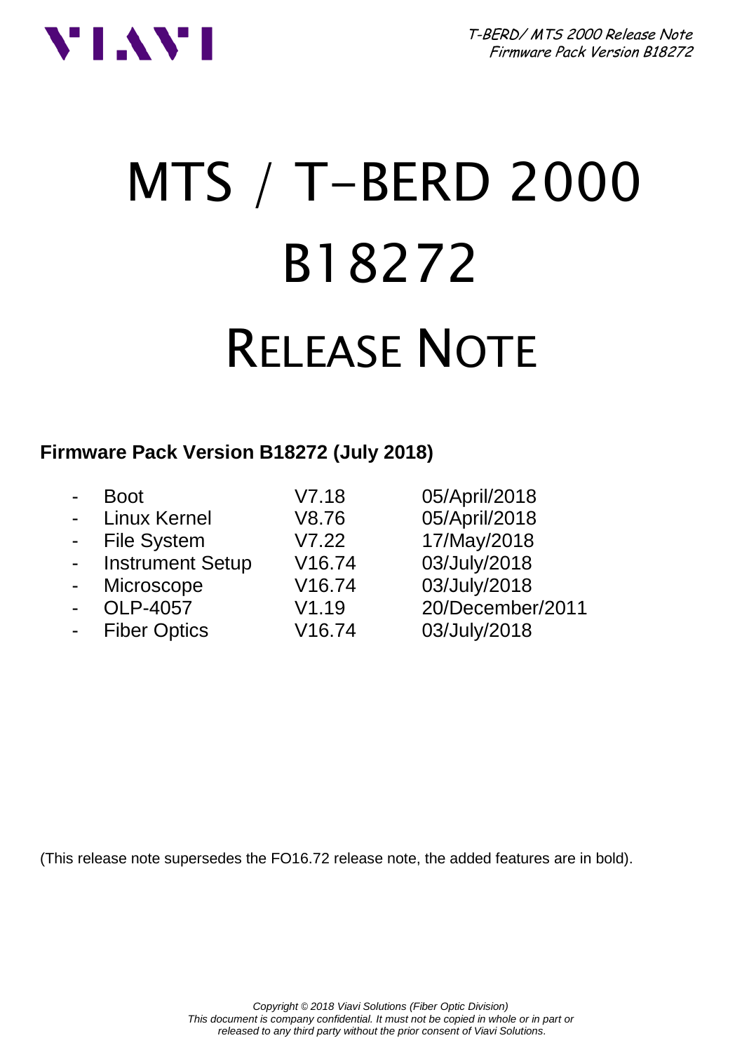# MTS / T-BERD 2000

# B18272

# RELEASE NOTE

**Firmware Pack Version B18272 (July 2018)**

- Boot V7.18 05/April/2018
- Linux Kernel V8.76 05/April/2018
- File System V7.22 17/May/2018
- Instrument Setup V16.74 03/July/2018
- Microscope V16.74 03/July/2018
- OLP-4057 V1.19 20/December/2011
- Fiber Optics V16.74 03/July/2018

(This release note supersedes the FO16.72 release note, the added features are in bold).

*Copyright © 2018 Viavi Solutions (Fiber Optic Division)*
*This document is company confidential. It must not be copied in whole or in part or released to any third party without the prior consent of Viavi Solutions.*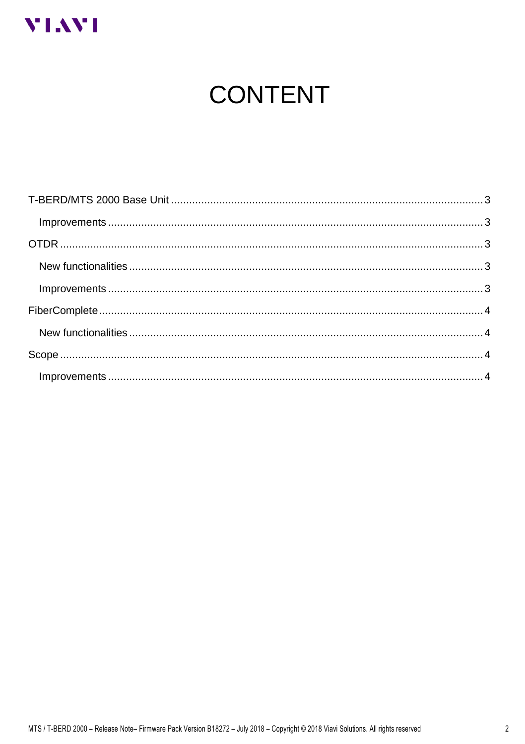# CONTENT

T-BERD/MTS 2000 Base Unit ....................................................................................................... 3

  Improvements ........................................................................................................................ 3

OTDR ........................................................................................................................................ 3

  New functionalities .................................................................................................................. 3

  Improvements ........................................................................................................................ 3

FiberComplete ............................................................................................................................ 4

  New functionalities .................................................................................................................. 4

Scope ........................................................................................................................................ 4

  Improvements ........................................................................................................................ 4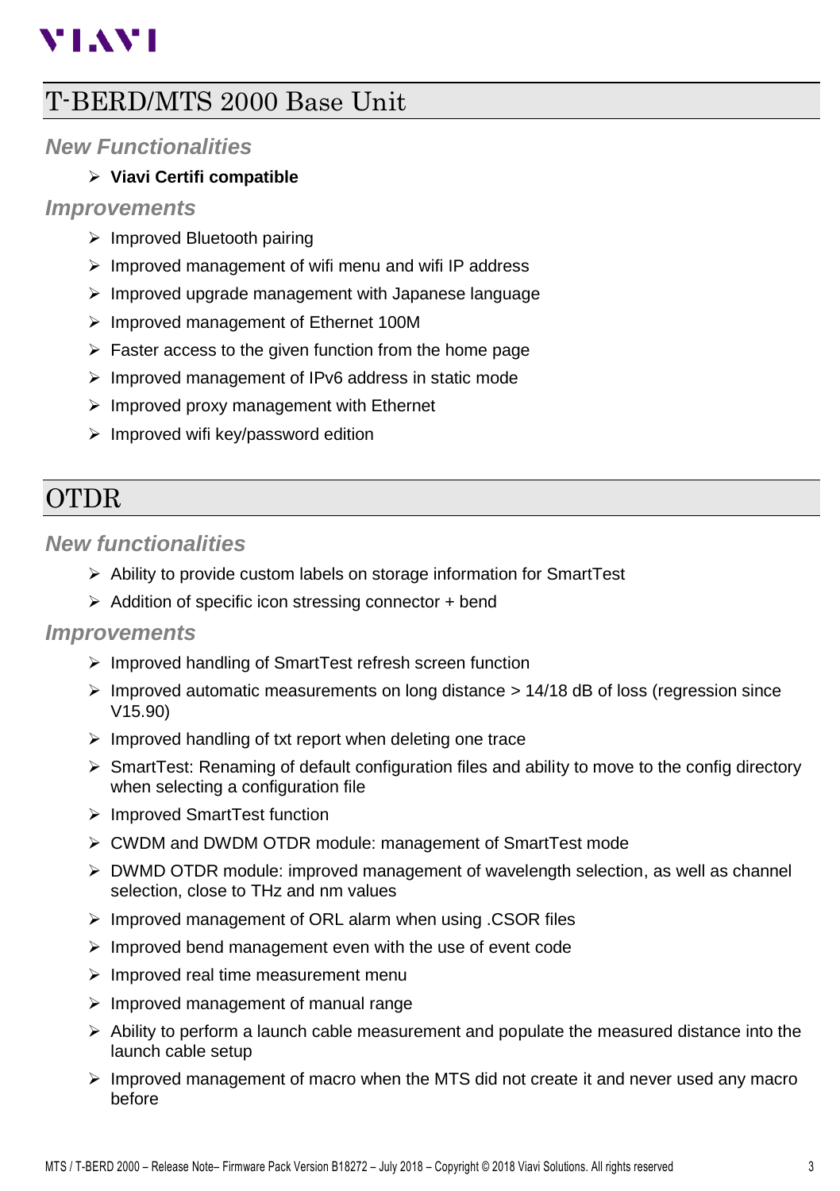# T-BERD/MTS 2000 Base Unit

### *New Functionalities*

- **Viavi Certifi compatible**

### *Improvements*

- Improved Bluetooth pairing
- Improved management of wifi menu and wifi IP address
- Improved upgrade management with Japanese language
- Improved management of Ethernet 100M
- Faster access to the given function from the home page
- Improved management of IPv6 address in static mode
- Improved proxy management with Ethernet
- Improved wifi key/password edition

# OTDR

### *New functionalities*

- Ability to provide custom labels on storage information for SmartTest
- Addition of specific icon stressing connector + bend

### *Improvements*

- Improved handling of SmartTest refresh screen function
- Improved automatic measurements on long distance > 14/18 dB of loss (regression since V15.90)
- Improved handling of txt report when deleting one trace
- SmartTest: Renaming of default configuration files and ability to move to the config directory when selecting a configuration file
- Improved SmartTest function
- CWDM and DWDM OTDR module: management of SmartTest mode
- DWMD OTDR module: improved management of wavelength selection, as well as channel selection, close to THz and nm values
- Improved management of ORL alarm when using .CSOR files
- Improved bend management even with the use of event code
- Improved real time measurement menu
- Improved management of manual range
- Ability to perform a launch cable measurement and populate the measured distance into the launch cable setup
- Improved management of macro when the MTS did not create it and never used any macro before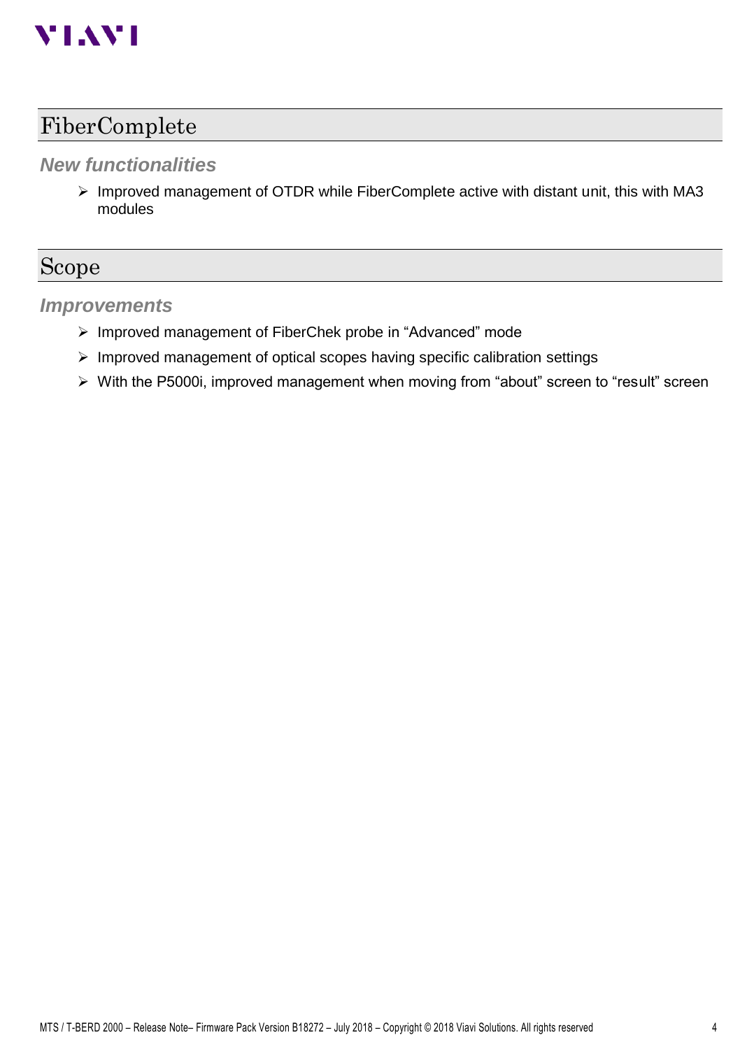# FiberComplete

### *New functionalities*

- Improved management of OTDR while FiberComplete active with distant unit, this with MA3 modules

# Scope

### *Improvements*

- Improved management of FiberChek probe in “Advanced” mode
- Improved management of optical scopes having specific calibration settings
- With the P5000i, improved management when moving from “about” screen to “result” screen